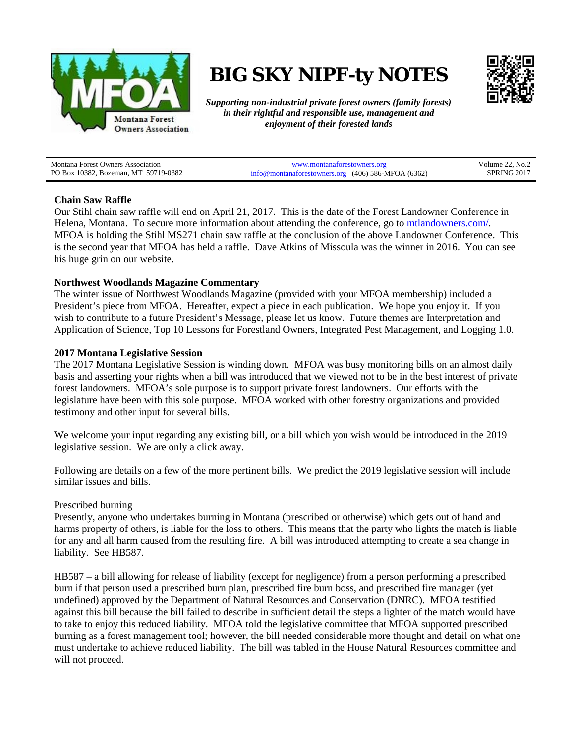# BIG SKY NIPF-ty NOTES

***Supporting non-industrial private forest owners (family forests) in their rightful and responsible use, management and enjoyment of their forested lands***

| Montana Forest Owners Association<br>PO Box 10382, Bozeman, MT 59719-0382 | www.montanaforestowners.org<br>info@montanaforestowners.org (406) 586-MFOA (6362) | Volume 22, No.2<br>SPRING 2017 |
|---|---|---|

### Chain Saw Raffle

Our Stihl chain saw raffle will end on April 21, 2017. This is the date of the Forest Landowner Conference in Helena, Montana. To secure more information about attending the conference, go to mtlandowners.com/. MFOA is holding the Stihl MS271 chain saw raffle at the conclusion of the above Landowner Conference. This is the second year that MFOA has held a raffle. Dave Atkins of Missoula was the winner in 2016. You can see his huge grin on our website.

### Northwest Woodlands Magazine Commentary

The winter issue of Northwest Woodlands Magazine (provided with your MFOA membership) included a President's piece from MFOA. Hereafter, expect a piece in each publication. We hope you enjoy it. If you wish to contribute to a future President's Message, please let us know. Future themes are Interpretation and Application of Science, Top 10 Lessons for Forestland Owners, Integrated Pest Management, and Logging 1.0.

### 2017 Montana Legislative Session

The 2017 Montana Legislative Session is winding down. MFOA was busy monitoring bills on an almost daily basis and asserting your rights when a bill was introduced that we viewed not to be in the best interest of private forest landowners. MFOA's sole purpose is to support private forest landowners. Our efforts with the legislature have been with this sole purpose. MFOA worked with other forestry organizations and provided testimony and other input for several bills.

We welcome your input regarding any existing bill, or a bill which you wish would be introduced in the 2019 legislative session. We are only a click away.

Following are details on a few of the more pertinent bills. We predict the 2019 legislative session will include similar issues and bills.

<u>Prescribed burning</u>

Presently, anyone who undertakes burning in Montana (prescribed or otherwise) which gets out of hand and harms property of others, is liable for the loss to others. This means that the party who lights the match is liable for any and all harm caused from the resulting fire. A bill was introduced attempting to create a sea change in liability. See HB587.

HB587 – a bill allowing for release of liability (except for negligence) from a person performing a prescribed burn if that person used a prescribed burn plan, prescribed fire burn boss, and prescribed fire manager (yet undefined) approved by the Department of Natural Resources and Conservation (DNRC). MFOA testified against this bill because the bill failed to describe in sufficient detail the steps a lighter of the match would have to take to enjoy this reduced liability. MFOA told the legislative committee that MFOA supported prescribed burning as a forest management tool; however, the bill needed considerable more thought and detail on what one must undertake to achieve reduced liability. The bill was tabled in the House Natural Resources committee and will not proceed.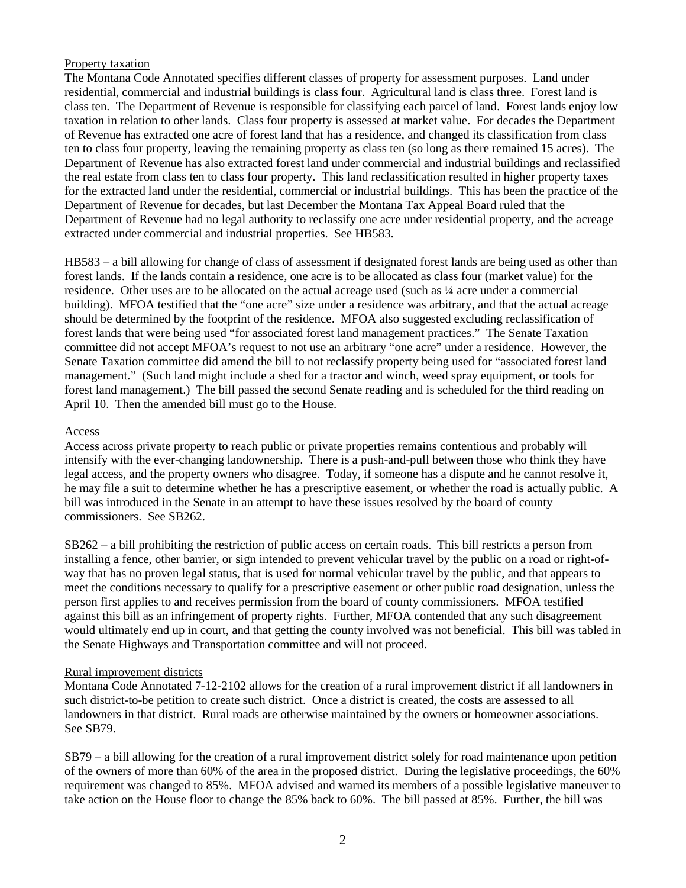Property taxation

The Montana Code Annotated specifies different classes of property for assessment purposes. Land under residential, commercial and industrial buildings is class four. Agricultural land is class three. Forest land is class ten. The Department of Revenue is responsible for classifying each parcel of land. Forest lands enjoy low taxation in relation to other lands. Class four property is assessed at market value. For decades the Department of Revenue has extracted one acre of forest land that has a residence, and changed its classification from class ten to class four property, leaving the remaining property as class ten (so long as there remained 15 acres). The Department of Revenue has also extracted forest land under commercial and industrial buildings and reclassified the real estate from class ten to class four property. This land reclassification resulted in higher property taxes for the extracted land under the residential, commercial or industrial buildings. This has been the practice of the Department of Revenue for decades, but last December the Montana Tax Appeal Board ruled that the Department of Revenue had no legal authority to reclassify one acre under residential property, and the acreage extracted under commercial and industrial properties. See HB583.

HB583 – a bill allowing for change of class of assessment if designated forest lands are being used as other than forest lands. If the lands contain a residence, one acre is to be allocated as class four (market value) for the residence. Other uses are to be allocated on the actual acreage used (such as ¼ acre under a commercial building). MFOA testified that the "one acre" size under a residence was arbitrary, and that the actual acreage should be determined by the footprint of the residence. MFOA also suggested excluding reclassification of forest lands that were being used "for associated forest land management practices." The Senate Taxation committee did not accept MFOA's request to not use an arbitrary "one acre" under a residence. However, the Senate Taxation committee did amend the bill to not reclassify property being used for "associated forest land management." (Such land might include a shed for a tractor and winch, weed spray equipment, or tools for forest land management.) The bill passed the second Senate reading and is scheduled for the third reading on April 10. Then the amended bill must go to the House.

Access

Access across private property to reach public or private properties remains contentious and probably will intensify with the ever-changing landownership. There is a push-and-pull between those who think they have legal access, and the property owners who disagree. Today, if someone has a dispute and he cannot resolve it, he may file a suit to determine whether he has a prescriptive easement, or whether the road is actually public. A bill was introduced in the Senate in an attempt to have these issues resolved by the board of county commissioners. See SB262.

SB262 – a bill prohibiting the restriction of public access on certain roads. This bill restricts a person from installing a fence, other barrier, or sign intended to prevent vehicular travel by the public on a road or right-of-way that has no proven legal status, that is used for normal vehicular travel by the public, and that appears to meet the conditions necessary to qualify for a prescriptive easement or other public road designation, unless the person first applies to and receives permission from the board of county commissioners. MFOA testified against this bill as an infringement of property rights. Further, MFOA contended that any such disagreement would ultimately end up in court, and that getting the county involved was not beneficial. This bill was tabled in the Senate Highways and Transportation committee and will not proceed.

Rural improvement districts

Montana Code Annotated 7-12-2102 allows for the creation of a rural improvement district if all landowners in such district-to-be petition to create such district. Once a district is created, the costs are assessed to all landowners in that district. Rural roads are otherwise maintained by the owners or homeowner associations. See SB79.

SB79 – a bill allowing for the creation of a rural improvement district solely for road maintenance upon petition of the owners of more than 60% of the area in the proposed district. During the legislative proceedings, the 60% requirement was changed to 85%. MFOA advised and warned its members of a possible legislative maneuver to take action on the House floor to change the 85% back to 60%. The bill passed at 85%. Further, the bill was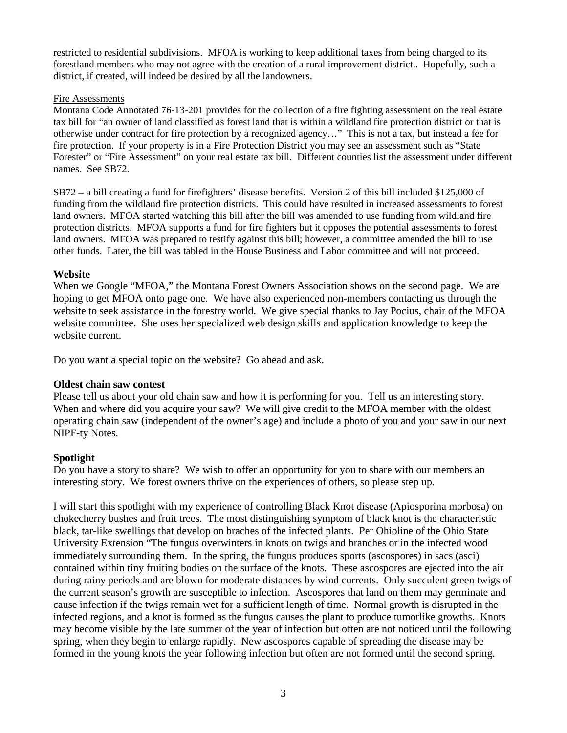restricted to residential subdivisions. MFOA is working to keep additional taxes from being charged to its forestland members who may not agree with the creation of a rural improvement district.. Hopefully, such a district, if created, will indeed be desired by all the landowners.

Fire Assessments

Montana Code Annotated 76-13-201 provides for the collection of a fire fighting assessment on the real estate tax bill for "an owner of land classified as forest land that is within a wildland fire protection district or that is otherwise under contract for fire protection by a recognized agency…" This is not a tax, but instead a fee for fire protection. If your property is in a Fire Protection District you may see an assessment such as "State Forester" or "Fire Assessment" on your real estate tax bill. Different counties list the assessment under different names. See SB72.

SB72 – a bill creating a fund for firefighters' disease benefits. Version 2 of this bill included $125,000 of funding from the wildland fire protection districts. This could have resulted in increased assessments to forest land owners. MFOA started watching this bill after the bill was amended to use funding from wildland fire protection districts. MFOA supports a fund for fire fighters but it opposes the potential assessments to forest land owners. MFOA was prepared to testify against this bill; however, a committee amended the bill to use other funds. Later, the bill was tabled in the House Business and Labor committee and will not proceed.

**Website**

When we Google "MFOA," the Montana Forest Owners Association shows on the second page. We are hoping to get MFOA onto page one. We have also experienced non-members contacting us through the website to seek assistance in the forestry world. We give special thanks to Jay Pocius, chair of the MFOA website committee. She uses her specialized web design skills and application knowledge to keep the website current.

Do you want a special topic on the website? Go ahead and ask.

**Oldest chain saw contest**

Please tell us about your old chain saw and how it is performing for you. Tell us an interesting story. When and where did you acquire your saw? We will give credit to the MFOA member with the oldest operating chain saw (independent of the owner's age) and include a photo of you and your saw in our next NIPF-ty Notes.

**Spotlight**

Do you have a story to share? We wish to offer an opportunity for you to share with our members an interesting story. We forest owners thrive on the experiences of others, so please step up.

I will start this spotlight with my experience of controlling Black Knot disease (Apiosporina morbosa) on chokecherry bushes and fruit trees. The most distinguishing symptom of black knot is the characteristic black, tar-like swellings that develop on braches of the infected plants. Per Ohioline of the Ohio State University Extension "The fungus overwinters in knots on twigs and branches or in the infected wood immediately surrounding them. In the spring, the fungus produces sports (ascospores) in sacs (asci) contained within tiny fruiting bodies on the surface of the knots. These ascospores are ejected into the air during rainy periods and are blown for moderate distances by wind currents. Only succulent green twigs of the current season's growth are susceptible to infection. Ascospores that land on them may germinate and cause infection if the twigs remain wet for a sufficient length of time. Normal growth is disrupted in the infected regions, and a knot is formed as the fungus causes the plant to produce tumorlike growths. Knots may become visible by the late summer of the year of infection but often are not noticed until the following spring, when they begin to enlarge rapidly. New ascospores capable of spreading the disease may be formed in the young knots the year following infection but often are not formed until the second spring.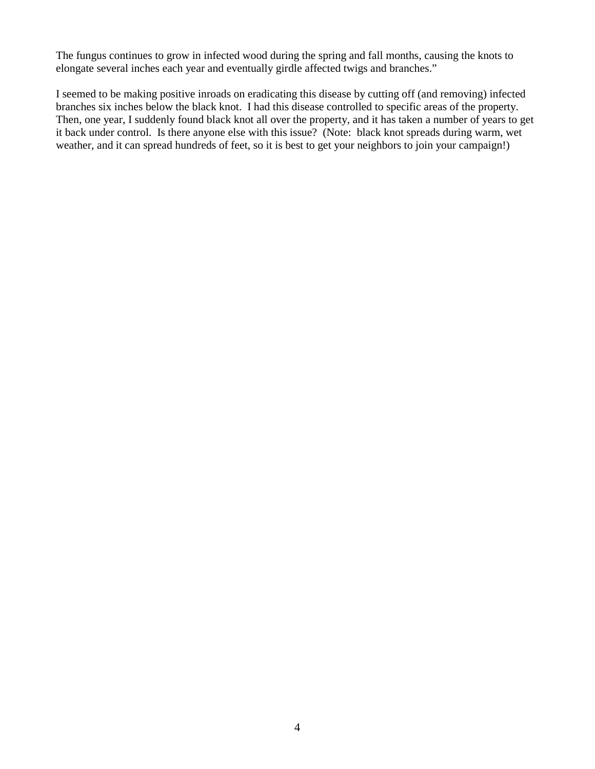The fungus continues to grow in infected wood during the spring and fall months, causing the knots to elongate several inches each year and eventually girdle affected twigs and branches."

I seemed to be making positive inroads on eradicating this disease by cutting off (and removing) infected branches six inches below the black knot. I had this disease controlled to specific areas of the property. Then, one year, I suddenly found black knot all over the property, and it has taken a number of years to get it back under control. Is there anyone else with this issue? (Note: black knot spreads during warm, wet weather, and it can spread hundreds of feet, so it is best to get your neighbors to join your campaign!)